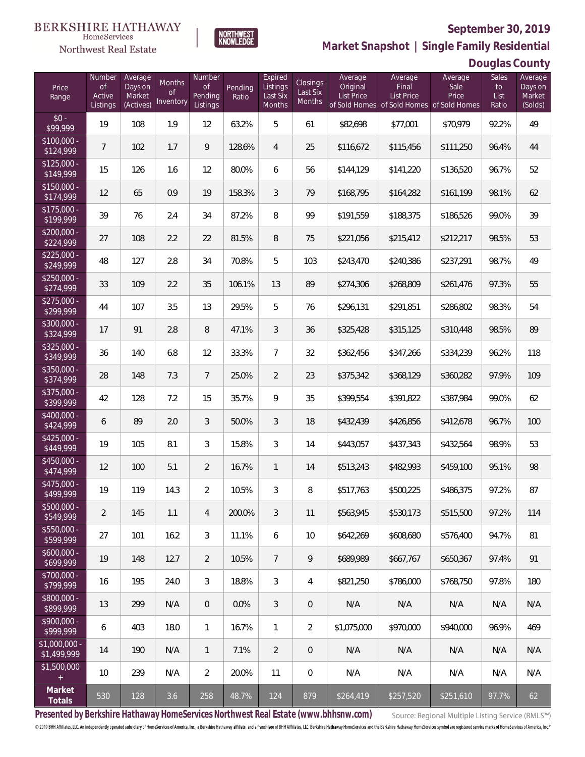BERKSHIRE HATHAWAY HomeServices Northwest Real Estate | NORTHWEST KNOWLEDGE

## September 30, 2019

## Market Snapshot | Single Family Residential

## Douglas County

| Price Range | Number of Active Listings | Average Days on Market (Actives) | Months of Inventory | Number of Pending Listings | Pending Ratio | Expired Listings Last Six Months | Closings Last Six Months | Average Original List Price of Sold Homes | Average Final List Price of Sold Homes | Average Sale Price of Sold Homes | Sales to List Ratio | Average Days on Market (Solds) |
|---|---|---|---|---|---|---|---|---|---|---|---|---|
| $0 - $99,999 | 19 | 108 | 1.9 | 12 | 63.2% | 5 | 61 | $82,698 | $77,001 | $70,979 | 92.2% | 49 |
| $100,000 - $124,999 | 7 | 102 | 1.7 | 9 | 128.6% | 4 | 25 | $116,672 | $115,456 | $111,250 | 96.4% | 44 |
| $125,000 - $149,999 | 15 | 126 | 1.6 | 12 | 80.0% | 6 | 56 | $144,129 | $141,220 | $136,520 | 96.7% | 52 |
| $150,000 - $174,999 | 12 | 65 | 0.9 | 19 | 158.3% | 3 | 79 | $168,795 | $164,282 | $161,199 | 98.1% | 62 |
| $175,000 - $199,999 | 39 | 76 | 2.4 | 34 | 87.2% | 8 | 99 | $191,559 | $188,375 | $186,526 | 99.0% | 39 |
| $200,000 - $224,999 | 27 | 108 | 2.2 | 22 | 81.5% | 8 | 75 | $221,056 | $215,412 | $212,217 | 98.5% | 53 |
| $225,000 - $249,999 | 48 | 127 | 2.8 | 34 | 70.8% | 5 | 103 | $243,470 | $240,386 | $237,291 | 98.7% | 49 |
| $250,000 - $274,999 | 33 | 109 | 2.2 | 35 | 106.1% | 13 | 89 | $274,306 | $268,809 | $261,476 | 97.3% | 55 |
| $275,000 - $299,999 | 44 | 107 | 3.5 | 13 | 29.5% | 5 | 76 | $296,131 | $291,851 | $286,802 | 98.3% | 54 |
| $300,000 - $324,999 | 17 | 91 | 2.8 | 8 | 47.1% | 3 | 36 | $325,428 | $315,125 | $310,448 | 98.5% | 89 |
| $325,000 - $349,999 | 36 | 140 | 6.8 | 12 | 33.3% | 7 | 32 | $362,456 | $347,266 | $334,239 | 96.2% | 118 |
| $350,000 - $374,999 | 28 | 148 | 7.3 | 7 | 25.0% | 2 | 23 | $375,342 | $368,129 | $360,282 | 97.9% | 109 |
| $375,000 - $399,999 | 42 | 128 | 7.2 | 15 | 35.7% | 9 | 35 | $399,554 | $391,822 | $387,984 | 99.0% | 62 |
| $400,000 - $424,999 | 6 | 89 | 2.0 | 3 | 50.0% | 3 | 18 | $432,439 | $426,856 | $412,678 | 96.7% | 100 |
| $425,000 - $449,999 | 19 | 105 | 8.1 | 3 | 15.8% | 3 | 14 | $443,057 | $437,343 | $432,564 | 98.9% | 53 |
| $450,000 - $474,999 | 12 | 100 | 5.1 | 2 | 16.7% | 1 | 14 | $513,243 | $482,993 | $459,100 | 95.1% | 98 |
| $475,000 - $499,999 | 19 | 119 | 14.3 | 2 | 10.5% | 3 | 8 | $517,763 | $500,225 | $486,375 | 97.2% | 87 |
| $500,000 - $549,999 | 2 | 145 | 1.1 | 4 | 200.0% | 3 | 11 | $563,945 | $530,173 | $515,500 | 97.2% | 114 |
| $550,000 - $599,999 | 27 | 101 | 16.2 | 3 | 11.1% | 6 | 10 | $642,269 | $608,680 | $576,400 | 94.7% | 81 |
| $600,000 - $699,999 | 19 | 148 | 12.7 | 2 | 10.5% | 7 | 9 | $689,989 | $667,767 | $650,367 | 97.4% | 91 |
| $700,000 - $799,999 | 16 | 195 | 24.0 | 3 | 18.8% | 3 | 4 | $821,250 | $786,000 | $768,750 | 97.8% | 180 |
| $800,000 - $899,999 | 13 | 299 | N/A | 0 | 0.0% | 3 | 0 | N/A | N/A | N/A | N/A | N/A |
| $900,000 - $999,999 | 6 | 403 | 18.0 | 1 | 16.7% | 1 | 2 | $1,075,000 | $970,000 | $940,000 | 96.9% | 469 |
| $1,000,000 - $1,499,999 | 14 | 190 | N/A | 1 | 7.1% | 2 | 0 | N/A | N/A | N/A | N/A | N/A |
| $1,500,000 + | 10 | 239 | N/A | 2 | 20.0% | 11 | 0 | N/A | N/A | N/A | N/A | N/A |
| **Market Totals** | 530 | 128 | 3.6 | 258 | 48.7% | 124 | 879 | $264,419 | $257,520 | $251,610 | 97.7% | 62 |

**Presented by Berkshire Hathaway HomeServices Northwest Real Estate (www.bhhsnw.com)**

Source: Regional Multiple Listing Service (RMLS™)

© 2019 BHH Affiliates, LLC. An independently operated subsidiary of HomeServices of America, Inc., a Berkshire Hathaway affiliate, and a franchisee of BHH Affiliates, LLC. Berkshire Hathaway HomeServices and the Berkshire Hathaway HomeServices symbol are registered service marks of HomeServices of America, Inc.®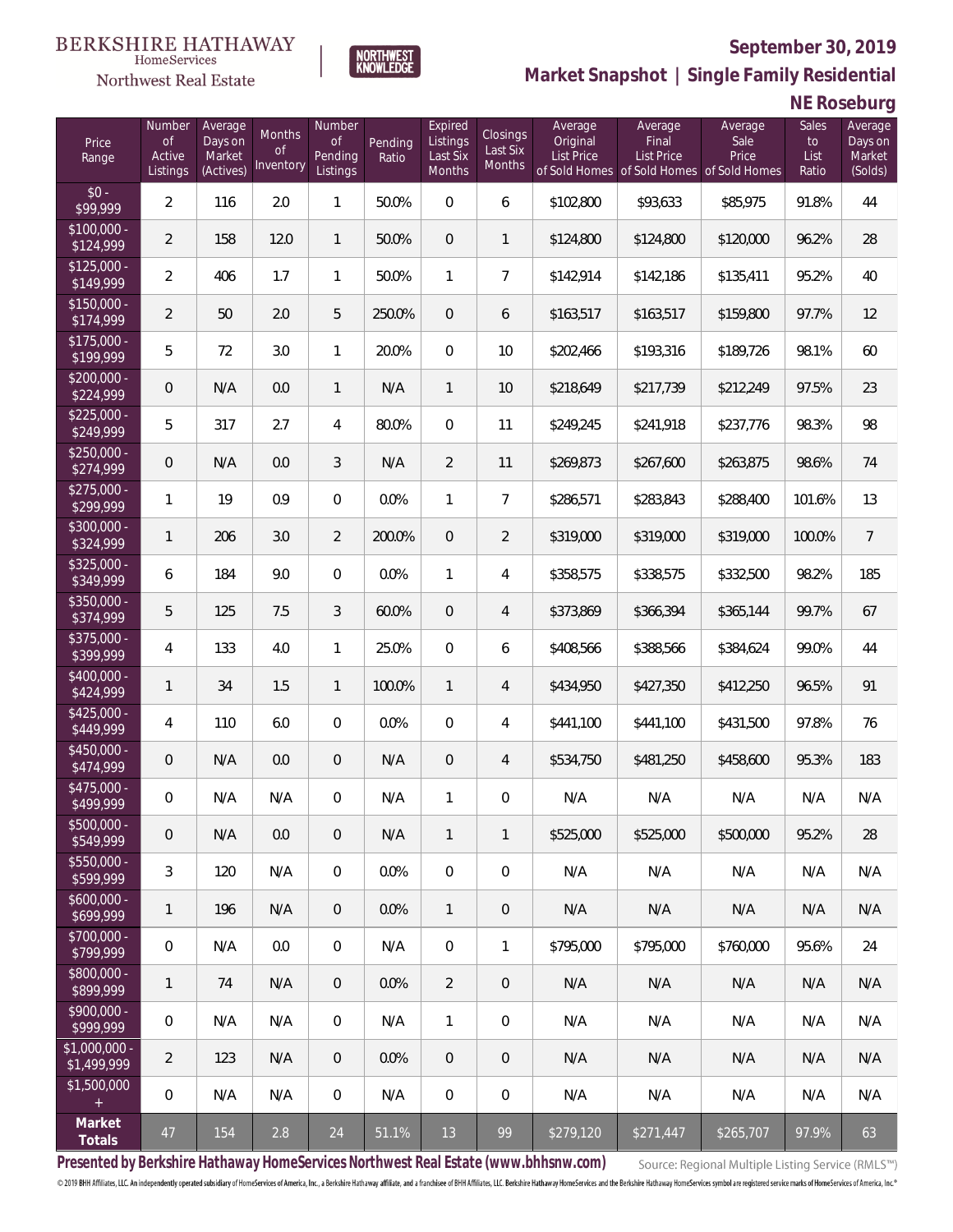BERKSHIRE HATHAWAY
HomeServices
Northwest Real Estate

NORTHWEST KNOWLEDGE

**September 30, 2019**

**Market Snapshot | Single Family Residential**

**NE Roseburg**

| Price Range | Number of Active Listings | Average Days on Market (Actives) | Months of Inventory | Number of Pending Listings | Pending Ratio | Expired Listings Last Six Months | Closings Last Six Months | Average Original List Price of Sold Homes | Average Final List Price of Sold Homes | Average Sale Price of Sold Homes | Sales to List Ratio | Average Days on Market (Solds) |
|---|---|---|---|---|---|---|---|---|---|---|---|---|
| $0 - $99,999 | 2 | 116 | 2.0 | 1 | 50.0% | 0 | 6 | $102,800 | $93,633 | $85,975 | 91.8% | 44 |
| $100,000 - $124,999 | 2 | 158 | 12.0 | 1 | 50.0% | 0 | 1 | $124,800 | $124,800 | $120,000 | 96.2% | 28 |
| $125,000 - $149,999 | 2 | 406 | 1.7 | 1 | 50.0% | 1 | 7 | $142,914 | $142,186 | $135,411 | 95.2% | 40 |
| $150,000 - $174,999 | 2 | 50 | 2.0 | 5 | 250.0% | 0 | 6 | $163,517 | $163,517 | $159,800 | 97.7% | 12 |
| $175,000 - $199,999 | 5 | 72 | 3.0 | 1 | 20.0% | 0 | 10 | $202,466 | $193,316 | $189,726 | 98.1% | 60 |
| $200,000 - $224,999 | 0 | N/A | 0.0 | 1 | N/A | 1 | 10 | $218,649 | $217,739 | $212,249 | 97.5% | 23 |
| $225,000 - $249,999 | 5 | 317 | 2.7 | 4 | 80.0% | 0 | 11 | $249,245 | $241,918 | $237,776 | 98.3% | 98 |
| $250,000 - $274,999 | 0 | N/A | 0.0 | 3 | N/A | 2 | 11 | $269,873 | $267,600 | $263,875 | 98.6% | 74 |
| $275,000 - $299,999 | 1 | 19 | 0.9 | 0 | 0.0% | 1 | 7 | $286,571 | $283,843 | $288,400 | 101.6% | 13 |
| $300,000 - $324,999 | 1 | 206 | 3.0 | 2 | 200.0% | 0 | 2 | $319,000 | $319,000 | $319,000 | 100.0% | 7 |
| $325,000 - $349,999 | 6 | 184 | 9.0 | 0 | 0.0% | 1 | 4 | $358,575 | $338,575 | $332,500 | 98.2% | 185 |
| $350,000 - $374,999 | 5 | 125 | 7.5 | 3 | 60.0% | 0 | 4 | $373,869 | $366,394 | $365,144 | 99.7% | 67 |
| $375,000 - $399,999 | 4 | 133 | 4.0 | 1 | 25.0% | 0 | 6 | $408,566 | $388,566 | $384,624 | 99.0% | 44 |
| $400,000 - $424,999 | 1 | 34 | 1.5 | 1 | 100.0% | 1 | 4 | $434,950 | $427,350 | $412,250 | 96.5% | 91 |
| $425,000 - $449,999 | 4 | 110 | 6.0 | 0 | 0.0% | 0 | 4 | $441,100 | $441,100 | $431,500 | 97.8% | 76 |
| $450,000 - $474,999 | 0 | N/A | 0.0 | 0 | N/A | 0 | 4 | $534,750 | $481,250 | $458,600 | 95.3% | 183 |
| $475,000 - $499,999 | 0 | N/A | N/A | 0 | N/A | 1 | 0 | N/A | N/A | N/A | N/A | N/A |
| $500,000 - $549,999 | 0 | N/A | 0.0 | 0 | N/A | 1 | 1 | $525,000 | $525,000 | $500,000 | 95.2% | 28 |
| $550,000 - $599,999 | 3 | 120 | N/A | 0 | 0.0% | 0 | 0 | N/A | N/A | N/A | N/A | N/A |
| $600,000 - $699,999 | 1 | 196 | N/A | 0 | 0.0% | 1 | 0 | N/A | N/A | N/A | N/A | N/A |
| $700,000 - $799,999 | 0 | N/A | 0.0 | 0 | N/A | 0 | 1 | $795,000 | $795,000 | $760,000 | 95.6% | 24 |
| $800,000 - $899,999 | 1 | 74 | N/A | 0 | 0.0% | 2 | 0 | N/A | N/A | N/A | N/A | N/A |
| $900,000 - $999,999 | 0 | N/A | N/A | 0 | N/A | 1 | 0 | N/A | N/A | N/A | N/A | N/A |
| $1,000,000 - $1,499,999 | 2 | 123 | N/A | 0 | 0.0% | 0 | 0 | N/A | N/A | N/A | N/A | N/A |
| $1,500,000 + | 0 | N/A | N/A | 0 | N/A | 0 | 0 | N/A | N/A | N/A | N/A | N/A |
| **Market Totals** | 47 | 154 | 2.8 | 24 | 51.1% | 13 | 99 | $279,120 | $271,447 | $265,707 | 97.9% | 63 |

**Presented by Berkshire Hathaway HomeServices Northwest Real Estate (www.bhhsnw.com)**

Source: Regional Multiple Listing Service (RMLS™)

© 2019 BHH Affiliates, LLC. An independently operated subsidiary of HomeServices of America, Inc., a Berkshire Hathaway affiliate, and a franchisee of BHH Affiliates, LLC. Berkshire Hathaway HomeServices and the Berkshire Hathaway HomeServices symbol are registered service marks of HomeServices of America, Inc.®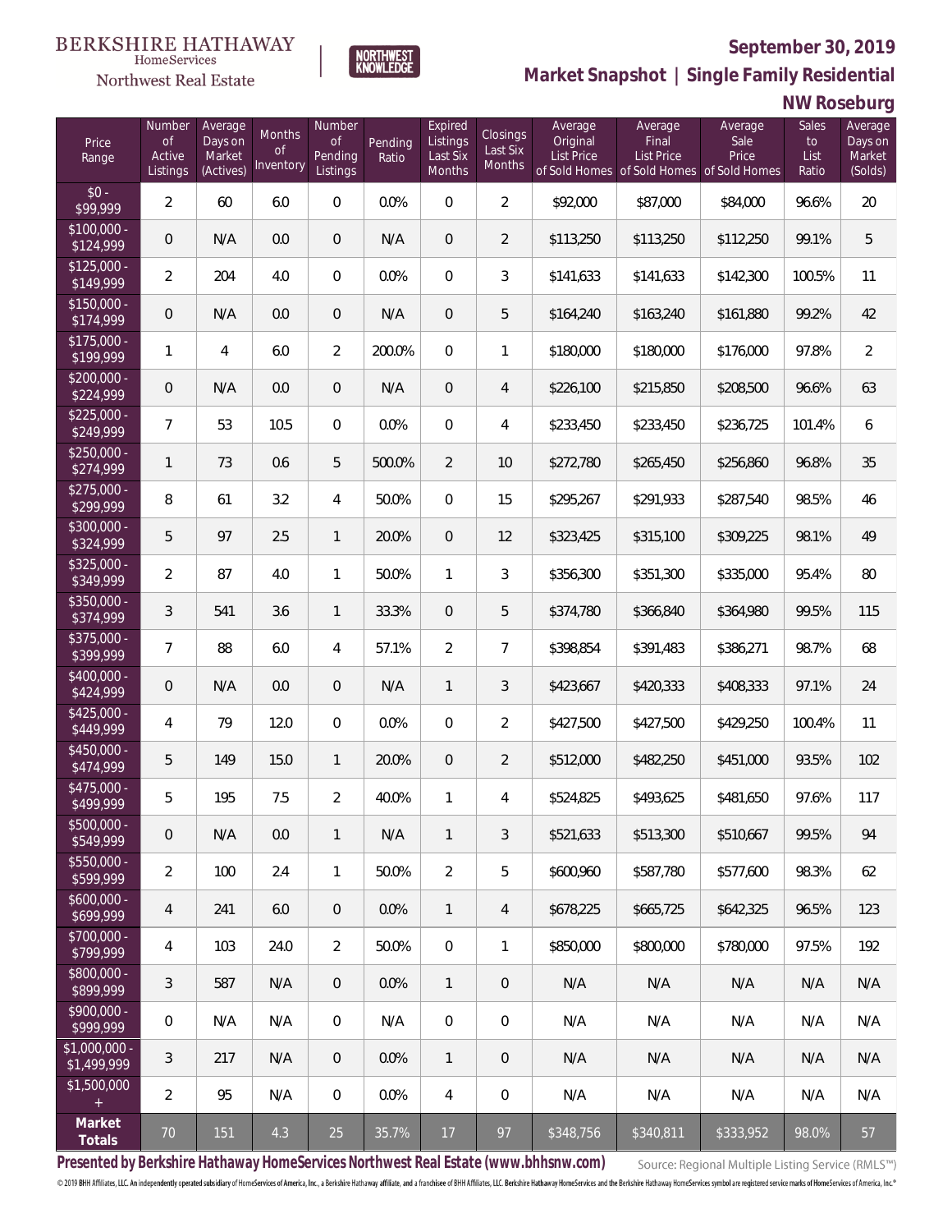BERKSHIRE HATHAWAY HomeServices Northwest Real Estate

NORTHWEST KNOWLEDGE

## September 30, 2019

## Market Snapshot | Single Family Residential

## NW Roseburg

| Price Range | Number of Active Listings | Average Days on Market (Actives) | Months of Inventory | Number of Pending Listings | Pending Ratio | Expired Listings Last Six Months | Closings Last Six Months | Average Original List Price of Sold Homes | Average Final List Price of Sold Homes | Average Sale Price of Sold Homes | Sales to List Ratio | Average Days on Market (Solds) |
|---|---|---|---|---|---|---|---|---|---|---|---|---|
| $0 - $99,999 | 2 | 60 | 6.0 | 0 | 0.0% | 0 | 2 | $92,000 | $87,000 | $84,000 | 96.6% | 20 |
| $100,000 - $124,999 | 0 | N/A | 0.0 | 0 | N/A | 0 | 2 | $113,250 | $113,250 | $112,250 | 99.1% | 5 |
| $125,000 - $149,999 | 2 | 204 | 4.0 | 0 | 0.0% | 0 | 3 | $141,633 | $141,633 | $142,300 | 100.5% | 11 |
| $150,000 - $174,999 | 0 | N/A | 0.0 | 0 | N/A | 0 | 5 | $164,240 | $163,240 | $161,880 | 99.2% | 42 |
| $175,000 - $199,999 | 1 | 4 | 6.0 | 2 | 200.0% | 0 | 1 | $180,000 | $180,000 | $176,000 | 97.8% | 2 |
| $200,000 - $224,999 | 0 | N/A | 0.0 | 0 | N/A | 0 | 4 | $226,100 | $215,850 | $208,500 | 96.6% | 63 |
| $225,000 - $249,999 | 7 | 53 | 10.5 | 0 | 0.0% | 0 | 4 | $233,450 | $233,450 | $236,725 | 101.4% | 6 |
| $250,000 - $274,999 | 1 | 73 | 0.6 | 5 | 500.0% | 2 | 10 | $272,780 | $265,450 | $256,860 | 96.8% | 35 |
| $275,000 - $299,999 | 8 | 61 | 3.2 | 4 | 50.0% | 0 | 15 | $295,267 | $291,933 | $287,540 | 98.5% | 46 |
| $300,000 - $324,999 | 5 | 97 | 2.5 | 1 | 20.0% | 0 | 12 | $323,425 | $315,100 | $309,225 | 98.1% | 49 |
| $325,000 - $349,999 | 2 | 87 | 4.0 | 1 | 50.0% | 1 | 3 | $356,300 | $351,300 | $335,000 | 95.4% | 80 |
| $350,000 - $374,999 | 3 | 541 | 3.6 | 1 | 33.3% | 0 | 5 | $374,780 | $366,840 | $364,980 | 99.5% | 115 |
| $375,000 - $399,999 | 7 | 88 | 6.0 | 4 | 57.1% | 2 | 7 | $398,854 | $391,483 | $386,271 | 98.7% | 68 |
| $400,000 - $424,999 | 0 | N/A | 0.0 | 0 | N/A | 1 | 3 | $423,667 | $420,333 | $408,333 | 97.1% | 24 |
| $425,000 - $449,999 | 4 | 79 | 12.0 | 0 | 0.0% | 0 | 2 | $427,500 | $427,500 | $429,250 | 100.4% | 11 |
| $450,000 - $474,999 | 5 | 149 | 15.0 | 1 | 20.0% | 0 | 2 | $512,000 | $482,250 | $451,000 | 93.5% | 102 |
| $475,000 - $499,999 | 5 | 195 | 7.5 | 2 | 40.0% | 1 | 4 | $524,825 | $493,625 | $481,650 | 97.6% | 117 |
| $500,000 - $549,999 | 0 | N/A | 0.0 | 1 | N/A | 1 | 3 | $521,633 | $513,300 | $510,667 | 99.5% | 94 |
| $550,000 - $599,999 | 2 | 100 | 2.4 | 1 | 50.0% | 2 | 5 | $600,960 | $587,780 | $577,600 | 98.3% | 62 |
| $600,000 - $699,999 | 4 | 241 | 6.0 | 0 | 0.0% | 1 | 4 | $678,225 | $665,725 | $642,325 | 96.5% | 123 |
| $700,000 - $799,999 | 4 | 103 | 24.0 | 2 | 50.0% | 0 | 1 | $850,000 | $800,000 | $780,000 | 97.5% | 192 |
| $800,000 - $899,999 | 3 | 587 | N/A | 0 | 0.0% | 1 | 0 | N/A | N/A | N/A | N/A | N/A |
| $900,000 - $999,999 | 0 | N/A | N/A | 0 | N/A | 0 | 0 | N/A | N/A | N/A | N/A | N/A |
| $1,000,000 - $1,499,999 | 3 | 217 | N/A | 0 | 0.0% | 1 | 0 | N/A | N/A | N/A | N/A | N/A |
| $1,500,000 + | 2 | 95 | N/A | 0 | 0.0% | 4 | 0 | N/A | N/A | N/A | N/A | N/A |
| **Market Totals** | 70 | 151 | 4.3 | 25 | 35.7% | 17 | 97 | $348,756 | $340,811 | $333,952 | 98.0% | 57 |

**Presented by Berkshire Hathaway HomeServices Northwest Real Estate (www.bhhsnw.com)**

Source: Regional Multiple Listing Service (RMLS™)

© 2019 BHH Affiliates, LLC. An independently operated subsidiary of HomeServices of America, Inc., a Berkshire Hathaway affiliate, and a franchisee of BHH Affiliates, LLC. Berkshire Hathaway HomeServices and the Berkshire Hathaway HomeServices symbol are registered service marks of HomeServices of America, Inc.®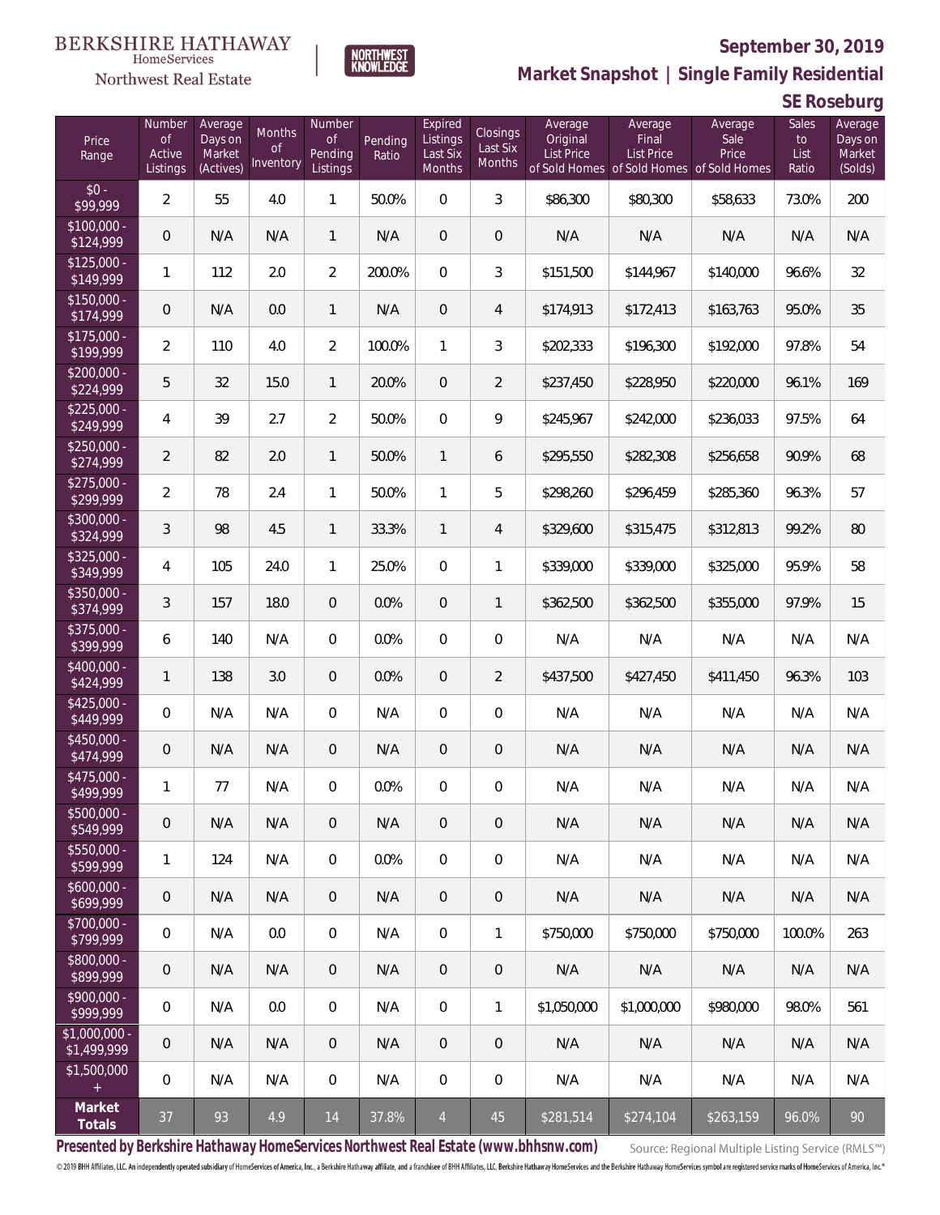BERKSHIRE HATHAWAY HomeServices Northwest Real Estate

NORTHWEST KNOWLEDGE

**September 30, 2019**

**Market Snapshot | Single Family Residential**

**SE Roseburg**

| Price Range | Number of Active Listings | Average Days on Market (Actives) | Months of Inventory | Number of Pending Listings | Pending Ratio | Expired Listings Last Six Months | Closings Last Six Months | Average Original List Price of Sold Homes | Average Final List Price of Sold Homes | Average Sale Price of Sold Homes | Sales to List Ratio | Average Days on Market (Solds) |
|---|---|---|---|---|---|---|---|---|---|---|---|---|
| $0 - $99,999 | 2 | 55 | 4.0 | 1 | 50.0% | 0 | 3 | $86,300 | $80,300 | $58,633 | 73.0% | 200 |
| $100,000 - $124,999 | 0 | N/A | N/A | 1 | N/A | 0 | 0 | N/A | N/A | N/A | N/A | N/A |
| $125,000 - $149,999 | 1 | 112 | 2.0 | 2 | 200.0% | 0 | 3 | $151,500 | $144,967 | $140,000 | 96.6% | 32 |
| $150,000 - $174,999 | 0 | N/A | 0.0 | 1 | N/A | 0 | 4 | $174,913 | $172,413 | $163,763 | 95.0% | 35 |
| $175,000 - $199,999 | 2 | 110 | 4.0 | 2 | 100.0% | 1 | 3 | $202,333 | $196,300 | $192,000 | 97.8% | 54 |
| $200,000 - $224,999 | 5 | 32 | 15.0 | 1 | 20.0% | 0 | 2 | $237,450 | $228,950 | $220,000 | 96.1% | 169 |
| $225,000 - $249,999 | 4 | 39 | 2.7 | 2 | 50.0% | 0 | 9 | $245,967 | $242,000 | $236,033 | 97.5% | 64 |
| $250,000 - $274,999 | 2 | 82 | 2.0 | 1 | 50.0% | 1 | 6 | $295,550 | $282,308 | $256,658 | 90.9% | 68 |
| $275,000 - $299,999 | 2 | 78 | 2.4 | 1 | 50.0% | 1 | 5 | $298,260 | $296,459 | $285,360 | 96.3% | 57 |
| $300,000 - $324,999 | 3 | 98 | 4.5 | 1 | 33.3% | 1 | 4 | $329,600 | $315,475 | $312,813 | 99.2% | 80 |
| $325,000 - $349,999 | 4 | 105 | 24.0 | 1 | 25.0% | 0 | 1 | $339,000 | $339,000 | $325,000 | 95.9% | 58 |
| $350,000 - $374,999 | 3 | 157 | 18.0 | 0 | 0.0% | 0 | 1 | $362,500 | $362,500 | $355,000 | 97.9% | 15 |
| $375,000 - $399,999 | 6 | 140 | N/A | 0 | 0.0% | 0 | 0 | N/A | N/A | N/A | N/A | N/A |
| $400,000 - $424,999 | 1 | 138 | 3.0 | 0 | 0.0% | 0 | 2 | $437,500 | $427,450 | $411,450 | 96.3% | 103 |
| $425,000 - $449,999 | 0 | N/A | N/A | 0 | N/A | 0 | 0 | N/A | N/A | N/A | N/A | N/A |
| $450,000 - $474,999 | 0 | N/A | N/A | 0 | N/A | 0 | 0 | N/A | N/A | N/A | N/A | N/A |
| $475,000 - $499,999 | 1 | 77 | N/A | 0 | 0.0% | 0 | 0 | N/A | N/A | N/A | N/A | N/A |
| $500,000 - $549,999 | 0 | N/A | N/A | 0 | N/A | 0 | 0 | N/A | N/A | N/A | N/A | N/A |
| $550,000 - $599,999 | 1 | 124 | N/A | 0 | 0.0% | 0 | 0 | N/A | N/A | N/A | N/A | N/A |
| $600,000 - $699,999 | 0 | N/A | N/A | 0 | N/A | 0 | 0 | N/A | N/A | N/A | N/A | N/A |
| $700,000 - $799,999 | 0 | N/A | 0.0 | 0 | N/A | 0 | 1 | $750,000 | $750,000 | $750,000 | 100.0% | 263 |
| $800,000 - $899,999 | 0 | N/A | N/A | 0 | N/A | 0 | 0 | N/A | N/A | N/A | N/A | N/A |
| $900,000 - $999,999 | 0 | N/A | 0.0 | 0 | N/A | 0 | 1 | $1,050,000 | $1,000,000 | $980,000 | 98.0% | 561 |
| $1,000,000 - $1,499,999 | 0 | N/A | N/A | 0 | N/A | 0 | 0 | N/A | N/A | N/A | N/A | N/A |
| $1,500,000 + | 0 | N/A | N/A | 0 | N/A | 0 | 0 | N/A | N/A | N/A | N/A | N/A |
| **Market Totals** | 37 | 93 | 4.9 | 14 | 37.8% | 4 | 45 | $281,514 | $274,104 | $263,159 | 96.0% | 90 |

**Presented by Berkshire Hathaway HomeServices Northwest Real Estate (www.bhhsnw.com)**

Source: Regional Multiple Listing Service (RMLS™)

© 2019 BHH Affiliates, LLC. An independently operated subsidiary of HomeServices of America, Inc., a Berkshire Hathaway affiliate, and a franchisee of BHH Affiliates, LLC. Berkshire Hathaway HomeServices and the Berkshire Hathaway HomeServices symbol are registered service marks of HomeServices of America, Inc.®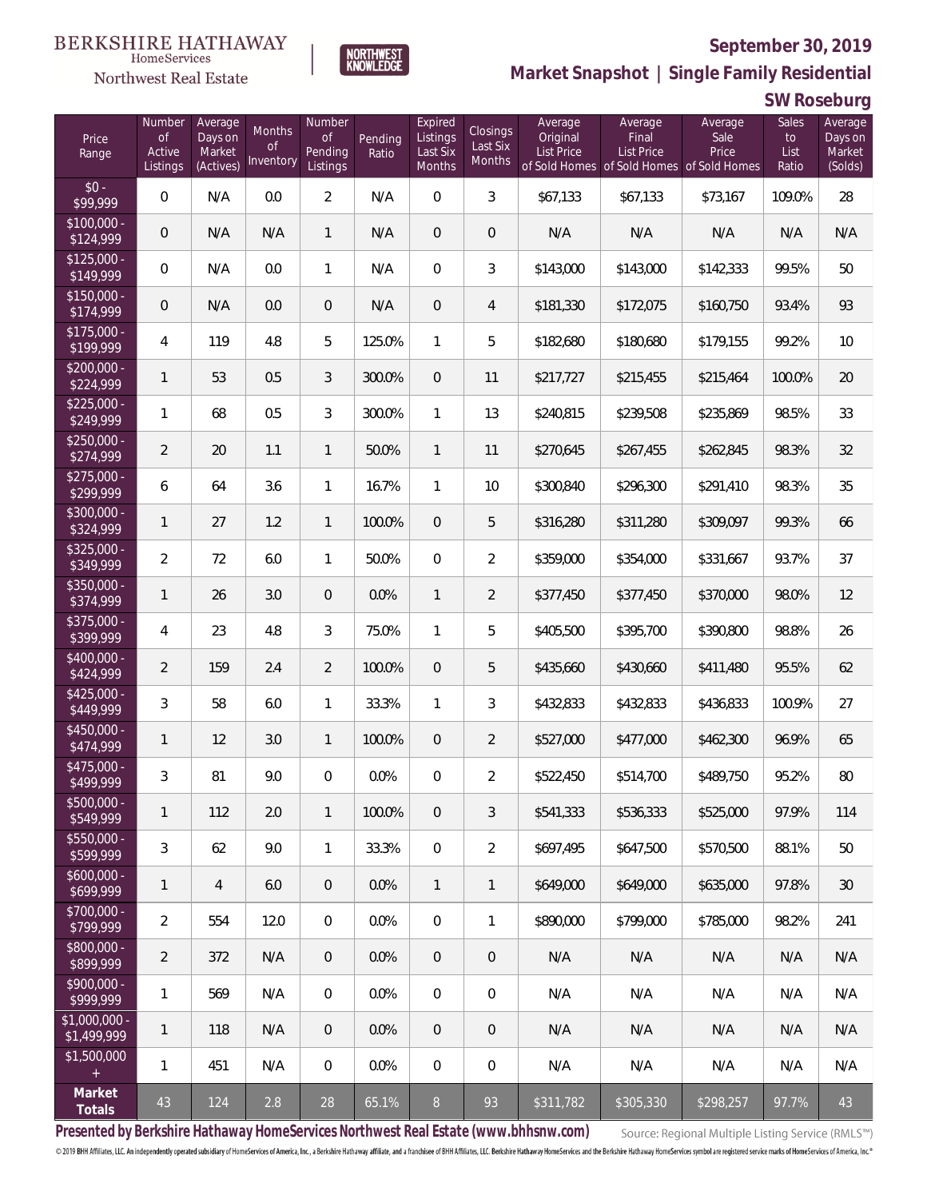BERKSHIRE HATHAWAY HomeServices Northwest Real Estate | NORTHWEST KNOWLEDGE

# September 30, 2019

## Market Snapshot | Single Family Residential

### SW Roseburg

| Price Range | Number of Active Listings | Average Days on Market (Actives) | Months of Inventory | Number of Pending Listings | Pending Ratio | Expired Listings Last Six Months | Closings Last Six Months | Average Original List Price of Sold Homes | Average Final List Price of Sold Homes | Average Sale Price of Sold Homes | Sales to List Ratio | Average Days on Market (Solds) |
|---|---|---|---|---|---|---|---|---|---|---|---|---|
| $0 - $99,999 | 0 | N/A | 0.0 | 2 | N/A | 0 | 3 | $67,133 | $67,133 | $73,167 | 109.0% | 28 |
| $100,000 - $124,999 | 0 | N/A | N/A | 1 | N/A | 0 | 0 | N/A | N/A | N/A | N/A | N/A |
| $125,000 - $149,999 | 0 | N/A | 0.0 | 1 | N/A | 0 | 3 | $143,000 | $143,000 | $142,333 | 99.5% | 50 |
| $150,000 - $174,999 | 0 | N/A | 0.0 | 0 | N/A | 0 | 4 | $181,330 | $172,075 | $160,750 | 93.4% | 93 |
| $175,000 - $199,999 | 4 | 119 | 4.8 | 5 | 125.0% | 1 | 5 | $182,680 | $180,680 | $179,155 | 99.2% | 10 |
| $200,000 - $224,999 | 1 | 53 | 0.5 | 3 | 300.0% | 0 | 11 | $217,727 | $215,455 | $215,464 | 100.0% | 20 |
| $225,000 - $249,999 | 1 | 68 | 0.5 | 3 | 300.0% | 1 | 13 | $240,815 | $239,508 | $235,869 | 98.5% | 33 |
| $250,000 - $274,999 | 2 | 20 | 1.1 | 1 | 50.0% | 1 | 11 | $270,645 | $267,455 | $262,845 | 98.3% | 32 |
| $275,000 - $299,999 | 6 | 64 | 3.6 | 1 | 16.7% | 1 | 10 | $300,840 | $296,300 | $291,410 | 98.3% | 35 |
| $300,000 - $324,999 | 1 | 27 | 1.2 | 1 | 100.0% | 0 | 5 | $316,280 | $311,280 | $309,097 | 99.3% | 66 |
| $325,000 - $349,999 | 2 | 72 | 6.0 | 1 | 50.0% | 0 | 2 | $359,000 | $354,000 | $331,667 | 93.7% | 37 |
| $350,000 - $374,999 | 1 | 26 | 3.0 | 0 | 0.0% | 1 | 2 | $377,450 | $377,450 | $370,000 | 98.0% | 12 |
| $375,000 - $399,999 | 4 | 23 | 4.8 | 3 | 75.0% | 1 | 5 | $405,500 | $395,700 | $390,800 | 98.8% | 26 |
| $400,000 - $424,999 | 2 | 159 | 2.4 | 2 | 100.0% | 0 | 5 | $435,660 | $430,660 | $411,480 | 95.5% | 62 |
| $425,000 - $449,999 | 3 | 58 | 6.0 | 1 | 33.3% | 1 | 3 | $432,833 | $432,833 | $436,833 | 100.9% | 27 |
| $450,000 - $474,999 | 1 | 12 | 3.0 | 1 | 100.0% | 0 | 2 | $527,000 | $477,000 | $462,300 | 96.9% | 65 |
| $475,000 - $499,999 | 3 | 81 | 9.0 | 0 | 0.0% | 0 | 2 | $522,450 | $514,700 | $489,750 | 95.2% | 80 |
| $500,000 - $549,999 | 1 | 112 | 2.0 | 1 | 100.0% | 0 | 3 | $541,333 | $536,333 | $525,000 | 97.9% | 114 |
| $550,000 - $599,999 | 3 | 62 | 9.0 | 1 | 33.3% | 0 | 2 | $697,495 | $647,500 | $570,500 | 88.1% | 50 |
| $600,000 - $699,999 | 1 | 4 | 6.0 | 0 | 0.0% | 1 | 1 | $649,000 | $649,000 | $635,000 | 97.8% | 30 |
| $700,000 - $799,999 | 2 | 554 | 12.0 | 0 | 0.0% | 0 | 1 | $890,000 | $799,000 | $785,000 | 98.2% | 241 |
| $800,000 - $899,999 | 2 | 372 | N/A | 0 | 0.0% | 0 | 0 | N/A | N/A | N/A | N/A | N/A |
| $900,000 - $999,999 | 1 | 569 | N/A | 0 | 0.0% | 0 | 0 | N/A | N/A | N/A | N/A | N/A |
| $1,000,000 - $1,499,999 | 1 | 118 | N/A | 0 | 0.0% | 0 | 0 | N/A | N/A | N/A | N/A | N/A |
| $1,500,000 + | 1 | 451 | N/A | 0 | 0.0% | 0 | 0 | N/A | N/A | N/A | N/A | N/A |
| **Market Totals** | 43 | 124 | 2.8 | 28 | 65.1% | 8 | 93 | $311,782 | $305,330 | $298,257 | 97.7% | 43 |

**Presented by Berkshire Hathaway HomeServices Northwest Real Estate (www.bhhsnw.com)**

Source: Regional Multiple Listing Service (RMLS™)

© 2019 BHH Affiliates, LLC. An independently operated subsidiary of HomeServices of America, Inc., a Berkshire Hathaway affiliate, and a franchisee of BHH Affiliates, LLC. Berkshire Hathaway HomeServices and the Berkshire Hathaway HomeServices symbol are registered service marks of HomeServices of America, Inc.®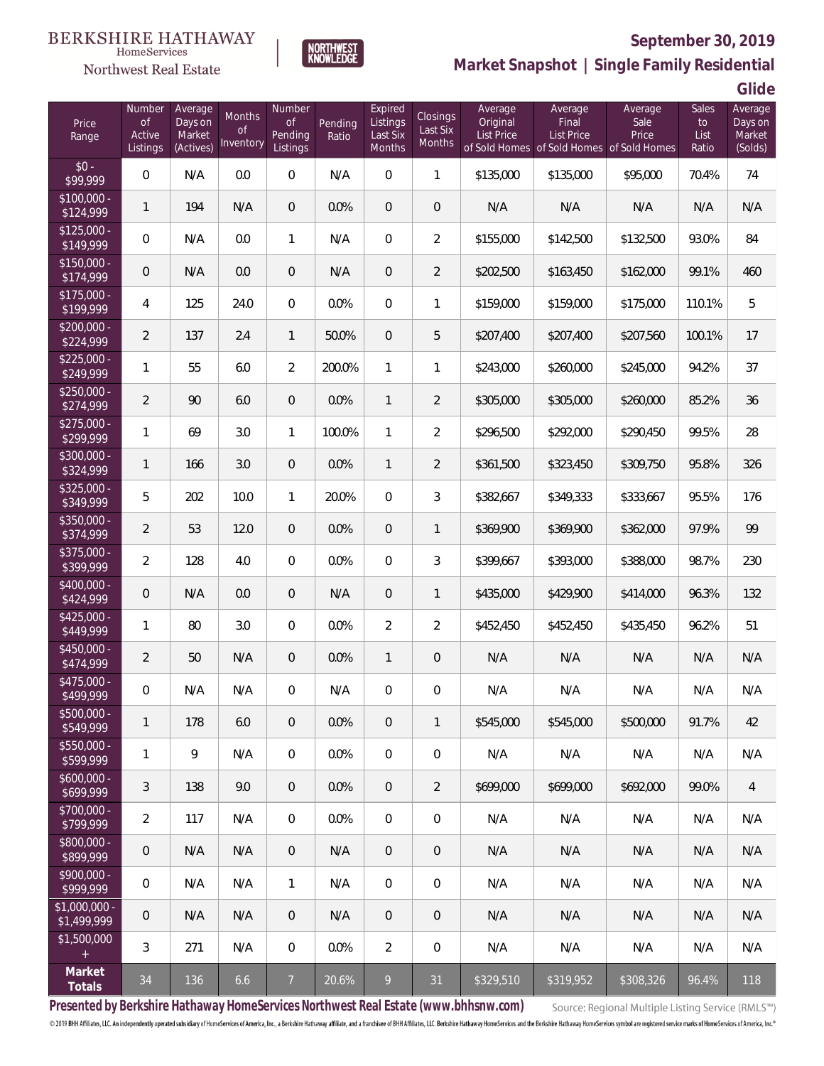BERKSHIRE HATHAWAY HomeServices Northwest Real Estate

NORTHWEST KNOWLEDGE

**September 30, 2019**

**Market Snapshot | Single Family Residential**

**Glide**

| Price Range | Number of Active Listings | Average Days on Market (Actives) | Months of Inventory | Number of Pending Listings | Pending Ratio | Expired Listings Last Six Months | Closings Last Six Months | Average Original List Price of Sold Homes | Average Final List Price of Sold Homes | Average Sale Price of Sold Homes | Sales to List Ratio | Average Days on Market (Solds) |
|---|---|---|---|---|---|---|---|---|---|---|---|---|
| $0 - $99,999 | 0 | N/A | 0.0 | 0 | N/A | 0 | 1 | $135,000 | $135,000 | $95,000 | 70.4% | 74 |
| $100,000 - $124,999 | 1 | 194 | N/A | 0 | 0.0% | 0 | 0 | N/A | N/A | N/A | N/A | N/A |
| $125,000 - $149,999 | 0 | N/A | 0.0 | 1 | N/A | 0 | 2 | $155,000 | $142,500 | $132,500 | 93.0% | 84 |
| $150,000 - $174,999 | 0 | N/A | 0.0 | 0 | N/A | 0 | 2 | $202,500 | $163,450 | $162,000 | 99.1% | 460 |
| $175,000 - $199,999 | 4 | 125 | 24.0 | 0 | 0.0% | 0 | 1 | $159,000 | $159,000 | $175,000 | 110.1% | 5 |
| $200,000 - $224,999 | 2 | 137 | 2.4 | 1 | 50.0% | 0 | 5 | $207,400 | $207,400 | $207,560 | 100.1% | 17 |
| $225,000 - $249,999 | 1 | 55 | 6.0 | 2 | 200.0% | 1 | 1 | $243,000 | $260,000 | $245,000 | 94.2% | 37 |
| $250,000 - $274,999 | 2 | 90 | 6.0 | 0 | 0.0% | 1 | 2 | $305,000 | $305,000 | $260,000 | 85.2% | 36 |
| $275,000 - $299,999 | 1 | 69 | 3.0 | 1 | 100.0% | 1 | 2 | $296,500 | $292,000 | $290,450 | 99.5% | 28 |
| $300,000 - $324,999 | 1 | 166 | 3.0 | 0 | 0.0% | 1 | 2 | $361,500 | $323,450 | $309,750 | 95.8% | 326 |
| $325,000 - $349,999 | 5 | 202 | 10.0 | 1 | 20.0% | 0 | 3 | $382,667 | $349,333 | $333,667 | 95.5% | 176 |
| $350,000 - $374,999 | 2 | 53 | 12.0 | 0 | 0.0% | 0 | 1 | $369,900 | $369,900 | $362,000 | 97.9% | 99 |
| $375,000 - $399,999 | 2 | 128 | 4.0 | 0 | 0.0% | 0 | 3 | $399,667 | $393,000 | $388,000 | 98.7% | 230 |
| $400,000 - $424,999 | 0 | N/A | 0.0 | 0 | N/A | 0 | 1 | $435,000 | $429,900 | $414,000 | 96.3% | 132 |
| $425,000 - $449,999 | 1 | 80 | 3.0 | 0 | 0.0% | 2 | 2 | $452,450 | $452,450 | $435,450 | 96.2% | 51 |
| $450,000 - $474,999 | 2 | 50 | N/A | 0 | 0.0% | 1 | 0 | N/A | N/A | N/A | N/A | N/A |
| $475,000 - $499,999 | 0 | N/A | N/A | 0 | N/A | 0 | 0 | N/A | N/A | N/A | N/A | N/A |
| $500,000 - $549,999 | 1 | 178 | 6.0 | 0 | 0.0% | 0 | 1 | $545,000 | $545,000 | $500,000 | 91.7% | 42 |
| $550,000 - $599,999 | 1 | 9 | N/A | 0 | 0.0% | 0 | 0 | N/A | N/A | N/A | N/A | N/A |
| $600,000 - $699,999 | 3 | 138 | 9.0 | 0 | 0.0% | 0 | 2 | $699,000 | $699,000 | $692,000 | 99.0% | 4 |
| $700,000 - $799,999 | 2 | 117 | N/A | 0 | 0.0% | 0 | 0 | N/A | N/A | N/A | N/A | N/A |
| $800,000 - $899,999 | 0 | N/A | N/A | 0 | N/A | 0 | 0 | N/A | N/A | N/A | N/A | N/A |
| $900,000 - $999,999 | 0 | N/A | N/A | 1 | N/A | 0 | 0 | N/A | N/A | N/A | N/A | N/A |
| $1,000,000 - $1,499,999 | 0 | N/A | N/A | 0 | N/A | 0 | 0 | N/A | N/A | N/A | N/A | N/A |
| $1,500,000 + | 3 | 271 | N/A | 0 | 0.0% | 2 | 0 | N/A | N/A | N/A | N/A | N/A |
| **Market Totals** | 34 | 136 | 6.6 | 7 | 20.6% | 9 | 31 | $329,510 | $319,952 | $308,326 | 96.4% | 118 |

**Presented by Berkshire Hathaway HomeServices Northwest Real Estate (www.bhhsnw.com)**

Source: Regional Multiple Listing Service (RMLS™)

© 2019 BHH Affiliates, LLC. An independently operated subsidiary of HomeServices of America, Inc., a Berkshire Hathaway affiliate, and a franchisee of BHH Affiliates, LLC. Berkshire Hathaway HomeServices and the Berkshire Hathaway HomeServices symbol are registered service marks of HomeServices of America, Inc.®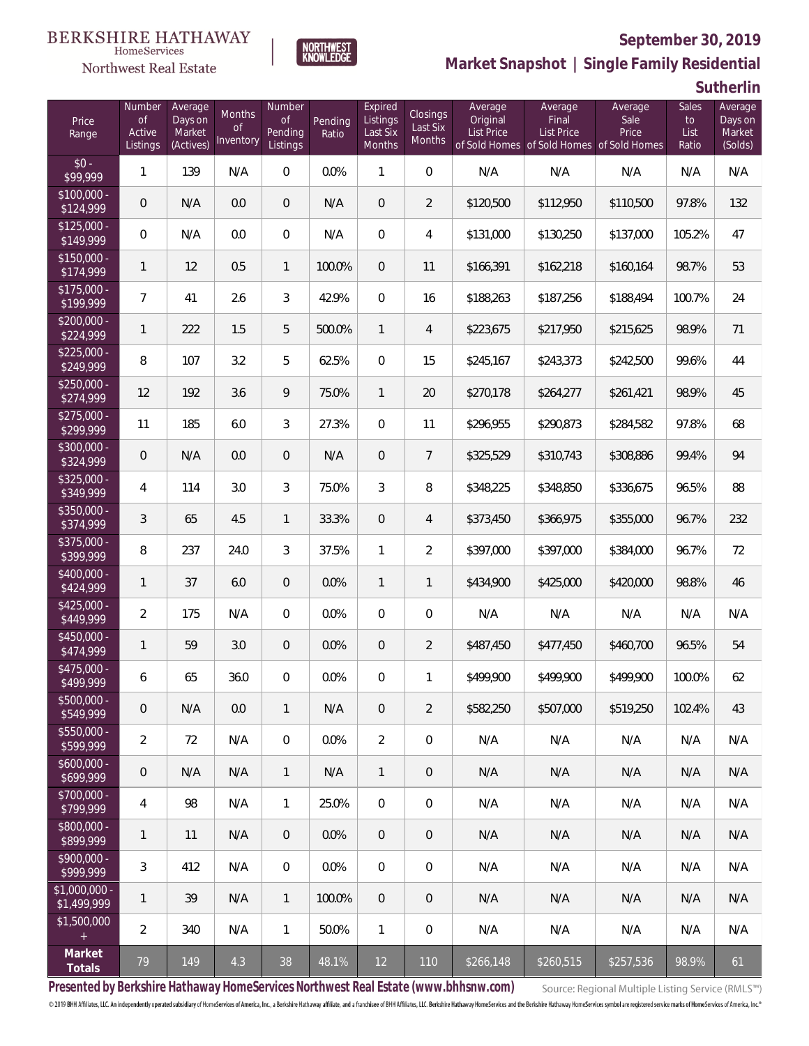BERKSHIRE HATHAWAY HomeServices Northwest Real Estate

NORTHWEST KNOWLEDGE

## September 30, 2019

## Market Snapshot | Single Family Residential

## Sutherlin

| Price Range | Number of Active Listings | Average Days on Market (Actives) | Months of Inventory | Number of Pending Listings | Pending Ratio | Expired Listings Last Six Months | Closings Last Six Months | Average Original List Price of Sold Homes | Average Final List Price of Sold Homes | Average Sale Price of Sold Homes | Sales to List Ratio | Average Days on Market (Solds) |
|---|---|---|---|---|---|---|---|---|---|---|---|---|
| $0 - $99,999 | 1 | 139 | N/A | 0 | 0.0% | 1 | 0 | N/A | N/A | N/A | N/A | N/A |
| $100,000 - $124,999 | 0 | N/A | 0.0 | 0 | N/A | 0 | 2 | $120,500 | $112,950 | $110,500 | 97.8% | 132 |
| $125,000 - $149,999 | 0 | N/A | 0.0 | 0 | N/A | 0 | 4 | $131,000 | $130,250 | $137,000 | 105.2% | 47 |
| $150,000 - $174,999 | 1 | 12 | 0.5 | 1 | 100.0% | 0 | 11 | $166,391 | $162,218 | $160,164 | 98.7% | 53 |
| $175,000 - $199,999 | 7 | 41 | 2.6 | 3 | 42.9% | 0 | 16 | $188,263 | $187,256 | $188,494 | 100.7% | 24 |
| $200,000 - $224,999 | 1 | 222 | 1.5 | 5 | 500.0% | 1 | 4 | $223,675 | $217,950 | $215,625 | 98.9% | 71 |
| $225,000 - $249,999 | 8 | 107 | 3.2 | 5 | 62.5% | 0 | 15 | $245,167 | $243,373 | $242,500 | 99.6% | 44 |
| $250,000 - $274,999 | 12 | 192 | 3.6 | 9 | 75.0% | 1 | 20 | $270,178 | $264,277 | $261,421 | 98.9% | 45 |
| $275,000 - $299,999 | 11 | 185 | 6.0 | 3 | 27.3% | 0 | 11 | $296,955 | $290,873 | $284,582 | 97.8% | 68 |
| $300,000 - $324,999 | 0 | N/A | 0.0 | 0 | N/A | 0 | 7 | $325,529 | $310,743 | $308,886 | 99.4% | 94 |
| $325,000 - $349,999 | 4 | 114 | 3.0 | 3 | 75.0% | 3 | 8 | $348,225 | $348,850 | $336,675 | 96.5% | 88 |
| $350,000 - $374,999 | 3 | 65 | 4.5 | 1 | 33.3% | 0 | 4 | $373,450 | $366,975 | $355,000 | 96.7% | 232 |
| $375,000 - $399,999 | 8 | 237 | 24.0 | 3 | 37.5% | 1 | 2 | $397,000 | $397,000 | $384,000 | 96.7% | 72 |
| $400,000 - $424,999 | 1 | 37 | 6.0 | 0 | 0.0% | 1 | 1 | $434,900 | $425,000 | $420,000 | 98.8% | 46 |
| $425,000 - $449,999 | 2 | 175 | N/A | 0 | 0.0% | 0 | 0 | N/A | N/A | N/A | N/A | N/A |
| $450,000 - $474,999 | 1 | 59 | 3.0 | 0 | 0.0% | 0 | 2 | $487,450 | $477,450 | $460,700 | 96.5% | 54 |
| $475,000 - $499,999 | 6 | 65 | 36.0 | 0 | 0.0% | 0 | 1 | $499,900 | $499,900 | $499,900 | 100.0% | 62 |
| $500,000 - $549,999 | 0 | N/A | 0.0 | 1 | N/A | 0 | 2 | $582,250 | $507,000 | $519,250 | 102.4% | 43 |
| $550,000 - $599,999 | 2 | 72 | N/A | 0 | 0.0% | 2 | 0 | N/A | N/A | N/A | N/A | N/A |
| $600,000 - $699,999 | 0 | N/A | N/A | 1 | N/A | 1 | 0 | N/A | N/A | N/A | N/A | N/A |
| $700,000 - $799,999 | 4 | 98 | N/A | 1 | 25.0% | 0 | 0 | N/A | N/A | N/A | N/A | N/A |
| $800,000 - $899,999 | 1 | 11 | N/A | 0 | 0.0% | 0 | 0 | N/A | N/A | N/A | N/A | N/A |
| $900,000 - $999,999 | 3 | 412 | N/A | 0 | 0.0% | 0 | 0 | N/A | N/A | N/A | N/A | N/A |
| $1,000,000 - $1,499,999 | 1 | 39 | N/A | 1 | 100.0% | 0 | 0 | N/A | N/A | N/A | N/A | N/A |
| $1,500,000 + | 2 | 340 | N/A | 1 | 50.0% | 1 | 0 | N/A | N/A | N/A | N/A | N/A |
| **Market Totals** | 79 | 149 | 4.3 | 38 | 48.1% | 12 | 110 | $266,148 | $260,515 | $257,536 | 98.9% | 61 |

**Presented by Berkshire Hathaway HomeServices Northwest Real Estate (www.bhhsnw.com)**

Source: Regional Multiple Listing Service (RMLS™)

© 2019 BHH Affiliates, LLC. An independently operated subsidiary of HomeServices of America, Inc., a Berkshire Hathaway affiliate, and a franchisee of BHH Affiliates, LLC. Berkshire Hathaway HomeServices and the Berkshire Hathaway HomeServices symbol are registered service marks of HomeServices of America, Inc.®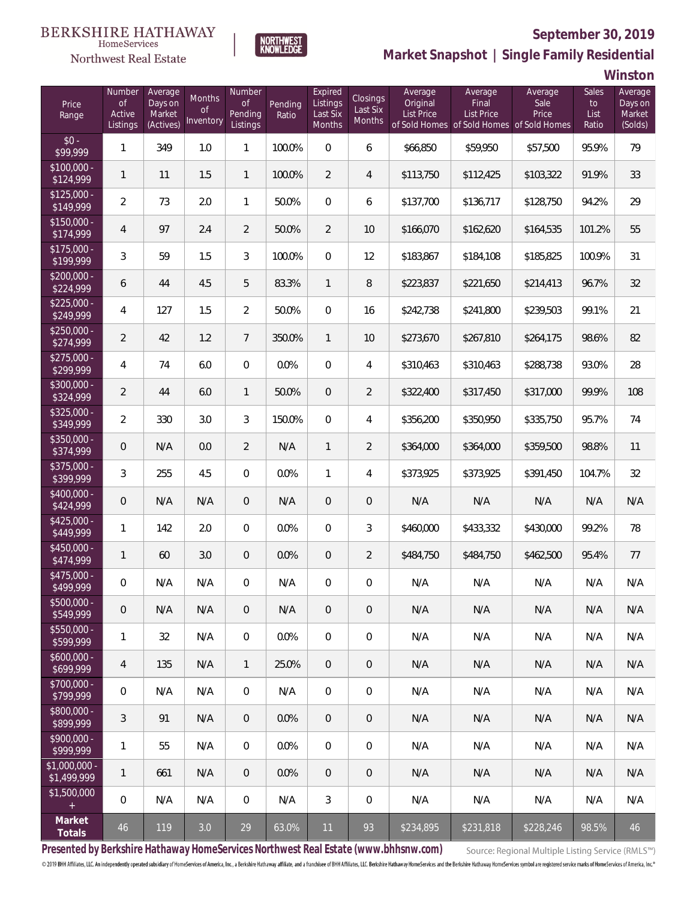BERKSHIRE HATHAWAY HomeServices Northwest Real Estate

NORTHWEST KNOWLEDGE

# September 30, 2019

## Market Snapshot | Single Family Residential

## Winston

| Price Range | Number of Active Listings | Average Days on Market (Actives) | Months of Inventory | Number of Pending Listings | Pending Ratio | Expired Listings Last Six Months | Closings Last Six Months | Average Original List Price of Sold Homes | Average Final List Price of Sold Homes | Average Sale Price of Sold Homes | Sales to List Ratio | Average Days on Market (Solds) |
|---|---|---|---|---|---|---|---|---|---|---|---|---|
| $0 - $99,999 | 1 | 349 | 1.0 | 1 | 100.0% | 0 | 6 | $66,850 | $59,950 | $57,500 | 95.9% | 79 |
| $100,000 - $124,999 | 1 | 11 | 1.5 | 1 | 100.0% | 2 | 4 | $113,750 | $112,425 | $103,322 | 91.9% | 33 |
| $125,000 - $149,999 | 2 | 73 | 2.0 | 1 | 50.0% | 0 | 6 | $137,700 | $136,717 | $128,750 | 94.2% | 29 |
| $150,000 - $174,999 | 4 | 97 | 2.4 | 2 | 50.0% | 2 | 10 | $166,070 | $162,620 | $164,535 | 101.2% | 55 |
| $175,000 - $199,999 | 3 | 59 | 1.5 | 3 | 100.0% | 0 | 12 | $183,867 | $184,108 | $185,825 | 100.9% | 31 |
| $200,000 - $224,999 | 6 | 44 | 4.5 | 5 | 83.3% | 1 | 8 | $223,837 | $221,650 | $214,413 | 96.7% | 32 |
| $225,000 - $249,999 | 4 | 127 | 1.5 | 2 | 50.0% | 0 | 16 | $242,738 | $241,800 | $239,503 | 99.1% | 21 |
| $250,000 - $274,999 | 2 | 42 | 1.2 | 7 | 350.0% | 1 | 10 | $273,670 | $267,810 | $264,175 | 98.6% | 82 |
| $275,000 - $299,999 | 4 | 74 | 6.0 | 0 | 0.0% | 0 | 4 | $310,463 | $310,463 | $288,738 | 93.0% | 28 |
| $300,000 - $324,999 | 2 | 44 | 6.0 | 1 | 50.0% | 0 | 2 | $322,400 | $317,450 | $317,000 | 99.9% | 108 |
| $325,000 - $349,999 | 2 | 330 | 3.0 | 3 | 150.0% | 0 | 4 | $356,200 | $350,950 | $335,750 | 95.7% | 74 |
| $350,000 - $374,999 | 0 | N/A | 0.0 | 2 | N/A | 1 | 2 | $364,000 | $364,000 | $359,500 | 98.8% | 11 |
| $375,000 - $399,999 | 3 | 255 | 4.5 | 0 | 0.0% | 1 | 4 | $373,925 | $373,925 | $391,450 | 104.7% | 32 |
| $400,000 - $424,999 | 0 | N/A | N/A | 0 | N/A | 0 | 0 | N/A | N/A | N/A | N/A | N/A |
| $425,000 - $449,999 | 1 | 142 | 2.0 | 0 | 0.0% | 0 | 3 | $460,000 | $433,332 | $430,000 | 99.2% | 78 |
| $450,000 - $474,999 | 1 | 60 | 3.0 | 0 | 0.0% | 0 | 2 | $484,750 | $484,750 | $462,500 | 95.4% | 77 |
| $475,000 - $499,999 | 0 | N/A | N/A | 0 | N/A | 0 | 0 | N/A | N/A | N/A | N/A | N/A |
| $500,000 - $549,999 | 0 | N/A | N/A | 0 | N/A | 0 | 0 | N/A | N/A | N/A | N/A | N/A |
| $550,000 - $599,999 | 1 | 32 | N/A | 0 | 0.0% | 0 | 0 | N/A | N/A | N/A | N/A | N/A |
| $600,000 - $699,999 | 4 | 135 | N/A | 1 | 25.0% | 0 | 0 | N/A | N/A | N/A | N/A | N/A |
| $700,000 - $799,999 | 0 | N/A | N/A | 0 | N/A | 0 | 0 | N/A | N/A | N/A | N/A | N/A |
| $800,000 - $899,999 | 3 | 91 | N/A | 0 | 0.0% | 0 | 0 | N/A | N/A | N/A | N/A | N/A |
| $900,000 - $999,999 | 1 | 55 | N/A | 0 | 0.0% | 0 | 0 | N/A | N/A | N/A | N/A | N/A |
| $1,000,000 - $1,499,999 | 1 | 661 | N/A | 0 | 0.0% | 0 | 0 | N/A | N/A | N/A | N/A | N/A |
| $1,500,000 + | 0 | N/A | N/A | 0 | N/A | 3 | 0 | N/A | N/A | N/A | N/A | N/A |
| **Market Totals** | 46 | 119 | 3.0 | 29 | 63.0% | 11 | 93 | $234,895 | $231,818 | $228,246 | 98.5% | 46 |

**Presented by Berkshire Hathaway HomeServices Northwest Real Estate (www.bhhsnw.com)**

Source: Regional Multiple Listing Service (RMLS™)

© 2019 BHH Affiliates, LLC. An independently operated subsidiary of HomeServices of America, Inc., a Berkshire Hathaway affiliate, and a franchisee of BHH Affiliates, LLC. Berkshire Hathaway HomeServices and the Berkshire Hathaway HomeServices symbol are registered service marks of HomeServices of America, Inc.®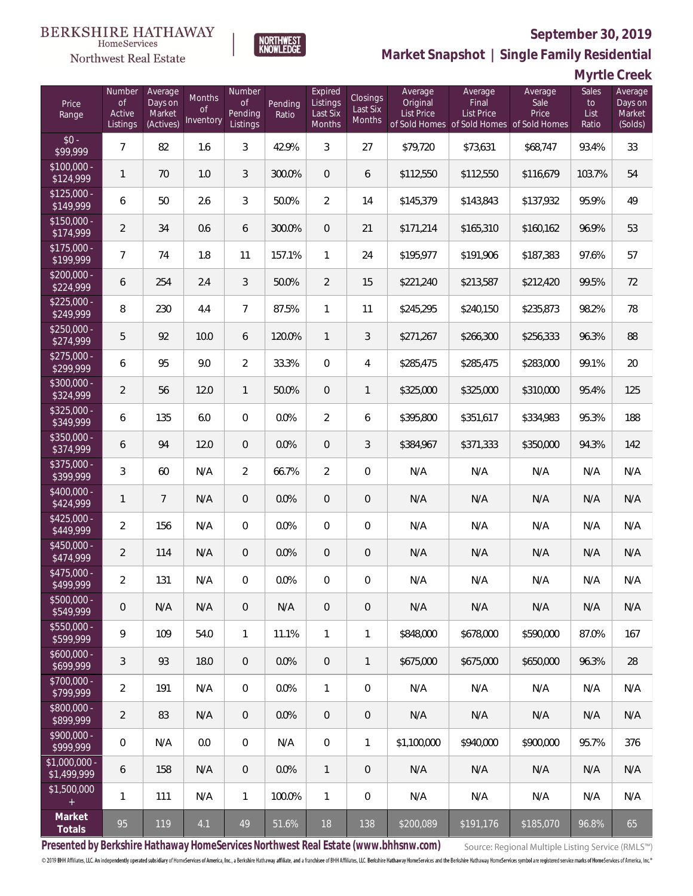BERKSHIRE HATHAWAY HomeServices Northwest Real Estate

NORTHWEST KNOWLEDGE

## September 30, 2019

## Market Snapshot | Single Family Residential

## Myrtle Creek

| Price Range | Number of Active Listings | Average Days on Market (Actives) | Months of Inventory | Number of Pending Listings | Pending Ratio | Expired Listings Last Six Months | Closings Last Six Months | Average Original List Price of Sold Homes | Average Final List Price of Sold Homes | Average Sale Price of Sold Homes | Sales to List Ratio | Average Days on Market (Solds) |
|---|---|---|---|---|---|---|---|---|---|---|---|---|
| $0 - $99,999 | 7 | 82 | 1.6 | 3 | 42.9% | 3 | 27 | $79,720 | $73,631 | $68,747 | 93.4% | 33 |
| $100,000 - $124,999 | 1 | 70 | 1.0 | 3 | 300.0% | 0 | 6 | $112,550 | $112,550 | $116,679 | 103.7% | 54 |
| $125,000 - $149,999 | 6 | 50 | 2.6 | 3 | 50.0% | 2 | 14 | $145,379 | $143,843 | $137,932 | 95.9% | 49 |
| $150,000 - $174,999 | 2 | 34 | 0.6 | 6 | 300.0% | 0 | 21 | $171,214 | $165,310 | $160,162 | 96.9% | 53 |
| $175,000 - $199,999 | 7 | 74 | 1.8 | 11 | 157.1% | 1 | 24 | $195,977 | $191,906 | $187,383 | 97.6% | 57 |
| $200,000 - $224,999 | 6 | 254 | 2.4 | 3 | 50.0% | 2 | 15 | $221,240 | $213,587 | $212,420 | 99.5% | 72 |
| $225,000 - $249,999 | 8 | 230 | 4.4 | 7 | 87.5% | 1 | 11 | $245,295 | $240,150 | $235,873 | 98.2% | 78 |
| $250,000 - $274,999 | 5 | 92 | 10.0 | 6 | 120.0% | 1 | 3 | $271,267 | $266,300 | $256,333 | 96.3% | 88 |
| $275,000 - $299,999 | 6 | 95 | 9.0 | 2 | 33.3% | 0 | 4 | $285,475 | $285,475 | $283,000 | 99.1% | 20 |
| $300,000 - $324,999 | 2 | 56 | 12.0 | 1 | 50.0% | 0 | 1 | $325,000 | $325,000 | $310,000 | 95.4% | 125 |
| $325,000 - $349,999 | 6 | 135 | 6.0 | 0 | 0.0% | 2 | 6 | $395,800 | $351,617 | $334,983 | 95.3% | 188 |
| $350,000 - $374,999 | 6 | 94 | 12.0 | 0 | 0.0% | 0 | 3 | $384,967 | $371,333 | $350,000 | 94.3% | 142 |
| $375,000 - $399,999 | 3 | 60 | N/A | 2 | 66.7% | 2 | 0 | N/A | N/A | N/A | N/A | N/A |
| $400,000 - $424,999 | 1 | 7 | N/A | 0 | 0.0% | 0 | 0 | N/A | N/A | N/A | N/A | N/A |
| $425,000 - $449,999 | 2 | 156 | N/A | 0 | 0.0% | 0 | 0 | N/A | N/A | N/A | N/A | N/A |
| $450,000 - $474,999 | 2 | 114 | N/A | 0 | 0.0% | 0 | 0 | N/A | N/A | N/A | N/A | N/A |
| $475,000 - $499,999 | 2 | 131 | N/A | 0 | 0.0% | 0 | 0 | N/A | N/A | N/A | N/A | N/A |
| $500,000 - $549,999 | 0 | N/A | N/A | 0 | N/A | 0 | 0 | N/A | N/A | N/A | N/A | N/A |
| $550,000 - $599,999 | 9 | 109 | 54.0 | 1 | 11.1% | 1 | 1 | $848,000 | $678,000 | $590,000 | 87.0% | 167 |
| $600,000 - $699,999 | 3 | 93 | 18.0 | 0 | 0.0% | 0 | 1 | $675,000 | $675,000 | $650,000 | 96.3% | 28 |
| $700,000 - $799,999 | 2 | 191 | N/A | 0 | 0.0% | 1 | 0 | N/A | N/A | N/A | N/A | N/A |
| $800,000 - $899,999 | 2 | 83 | N/A | 0 | 0.0% | 0 | 0 | N/A | N/A | N/A | N/A | N/A |
| $900,000 - $999,999 | 0 | N/A | 0.0 | 0 | N/A | 0 | 1 | $1,100,000 | $940,000 | $900,000 | 95.7% | 376 |
| $1,000,000 - $1,499,999 | 6 | 158 | N/A | 0 | 0.0% | 1 | 0 | N/A | N/A | N/A | N/A | N/A |
| $1,500,000 + | 1 | 111 | N/A | 1 | 100.0% | 1 | 0 | N/A | N/A | N/A | N/A | N/A |
| **Market Totals** | 95 | 119 | 4.1 | 49 | 51.6% | 18 | 138 | $200,089 | $191,176 | $185,070 | 96.8% | 65 |

**Presented by Berkshire Hathaway HomeServices Northwest Real Estate (www.bhhsnw.com)**

Source: Regional Multiple Listing Service (RMLS™)

© 2019 BHH Affiliates, LLC. An independently operated subsidiary of HomeServices of America, Inc., a Berkshire Hathaway affiliate, and a franchisee of BHH Affiliates, LLC. Berkshire Hathaway HomeServices and the Berkshire Hathaway HomeServices symbol are registered service marks of HomeServices of America, Inc.®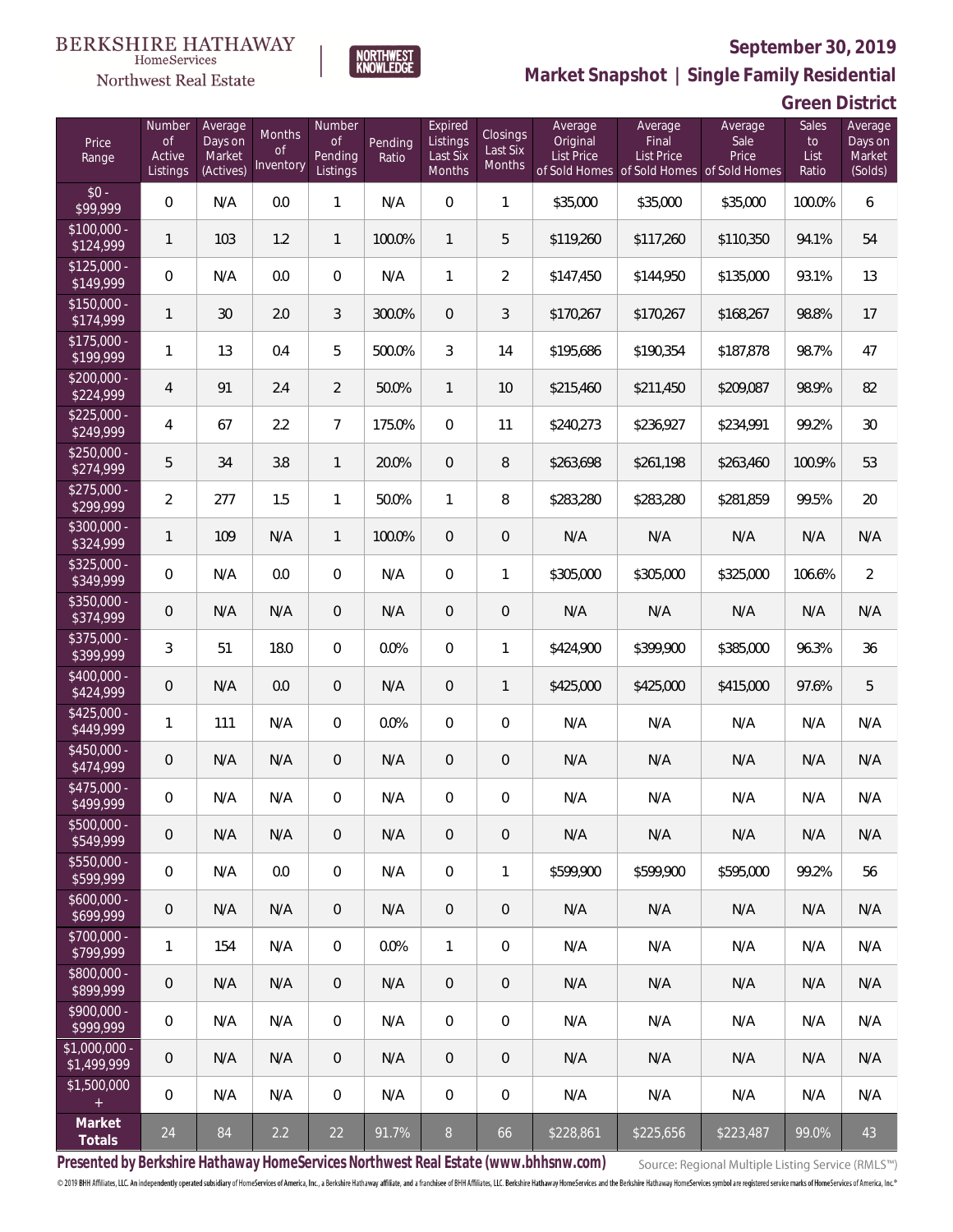BERKSHIRE HATHAWAY HomeServices Northwest Real Estate

NORTHWEST KNOWLEDGE

**September 30, 2019**

**Market Snapshot | Single Family Residential**

**Green District**

| Price Range | Number of Active Listings | Average Days on Market (Actives) | Months of Inventory | Number of Pending Listings | Pending Ratio | Expired Listings Last Six Months | Closings Last Six Months | Average Original List Price of Sold Homes | Average Final List Price of Sold Homes | Average Sale Price of Sold Homes | Sales to List Ratio | Average Days on Market (Solds) |
|---|---|---|---|---|---|---|---|---|---|---|---|---|
| $0 - $99,999 | 0 | N/A | 0.0 | 1 | N/A | 0 | 1 | $35,000 | $35,000 | $35,000 | 100.0% | 6 |
| $100,000 - $124,999 | 1 | 103 | 1.2 | 1 | 100.0% | 1 | 5 | $119,260 | $117,260 | $110,350 | 94.1% | 54 |
| $125,000 - $149,999 | 0 | N/A | 0.0 | 0 | N/A | 1 | 2 | $147,450 | $144,950 | $135,000 | 93.1% | 13 |
| $150,000 - $174,999 | 1 | 30 | 2.0 | 3 | 300.0% | 0 | 3 | $170,267 | $170,267 | $168,267 | 98.8% | 17 |
| $175,000 - $199,999 | 1 | 13 | 0.4 | 5 | 500.0% | 3 | 14 | $195,686 | $190,354 | $187,878 | 98.7% | 47 |
| $200,000 - $224,999 | 4 | 91 | 2.4 | 2 | 50.0% | 1 | 10 | $215,460 | $211,450 | $209,087 | 98.9% | 82 |
| $225,000 - $249,999 | 4 | 67 | 2.2 | 7 | 175.0% | 0 | 11 | $240,273 | $236,927 | $234,991 | 99.2% | 30 |
| $250,000 - $274,999 | 5 | 34 | 3.8 | 1 | 20.0% | 0 | 8 | $263,698 | $261,198 | $263,460 | 100.9% | 53 |
| $275,000 - $299,999 | 2 | 277 | 1.5 | 1 | 50.0% | 1 | 8 | $283,280 | $283,280 | $281,859 | 99.5% | 20 |
| $300,000 - $324,999 | 1 | 109 | N/A | 1 | 100.0% | 0 | 0 | N/A | N/A | N/A | N/A | N/A |
| $325,000 - $349,999 | 0 | N/A | 0.0 | 0 | N/A | 0 | 1 | $305,000 | $305,000 | $325,000 | 106.6% | 2 |
| $350,000 - $374,999 | 0 | N/A | N/A | 0 | N/A | 0 | 0 | N/A | N/A | N/A | N/A | N/A |
| $375,000 - $399,999 | 3 | 51 | 18.0 | 0 | 0.0% | 0 | 1 | $424,900 | $399,900 | $385,000 | 96.3% | 36 |
| $400,000 - $424,999 | 0 | N/A | 0.0 | 0 | N/A | 0 | 1 | $425,000 | $425,000 | $415,000 | 97.6% | 5 |
| $425,000 - $449,999 | 1 | 111 | N/A | 0 | 0.0% | 0 | 0 | N/A | N/A | N/A | N/A | N/A |
| $450,000 - $474,999 | 0 | N/A | N/A | 0 | N/A | 0 | 0 | N/A | N/A | N/A | N/A | N/A |
| $475,000 - $499,999 | 0 | N/A | N/A | 0 | N/A | 0 | 0 | N/A | N/A | N/A | N/A | N/A |
| $500,000 - $549,999 | 0 | N/A | N/A | 0 | N/A | 0 | 0 | N/A | N/A | N/A | N/A | N/A |
| $550,000 - $599,999 | 0 | N/A | 0.0 | 0 | N/A | 0 | 1 | $599,900 | $599,900 | $595,000 | 99.2% | 56 |
| $600,000 - $699,999 | 0 | N/A | N/A | 0 | N/A | 0 | 0 | N/A | N/A | N/A | N/A | N/A |
| $700,000 - $799,999 | 1 | 154 | N/A | 0 | 0.0% | 1 | 0 | N/A | N/A | N/A | N/A | N/A |
| $800,000 - $899,999 | 0 | N/A | N/A | 0 | N/A | 0 | 0 | N/A | N/A | N/A | N/A | N/A |
| $900,000 - $999,999 | 0 | N/A | N/A | 0 | N/A | 0 | 0 | N/A | N/A | N/A | N/A | N/A |
| $1,000,000 - $1,499,999 | 0 | N/A | N/A | 0 | N/A | 0 | 0 | N/A | N/A | N/A | N/A | N/A |
| $1,500,000 + | 0 | N/A | N/A | 0 | N/A | 0 | 0 | N/A | N/A | N/A | N/A | N/A |
| **Market Totals** | 24 | 84 | 2.2 | 22 | 91.7% | 8 | 66 | $228,861 | $225,656 | $223,487 | 99.0% | 43 |

**Presented by Berkshire Hathaway HomeServices Northwest Real Estate (www.bhhsnw.com)**

Source: Regional Multiple Listing Service (RMLS™)

© 2019 BHH Affiliates, LLC. An independently operated subsidiary of HomeServices of America, Inc., a Berkshire Hathaway affiliate, and a franchisee of BHH Affiliates, LLC. Berkshire Hathaway HomeServices and the Berkshire Hathaway HomeServices symbol are registered service marks of HomeServices of America, Inc.®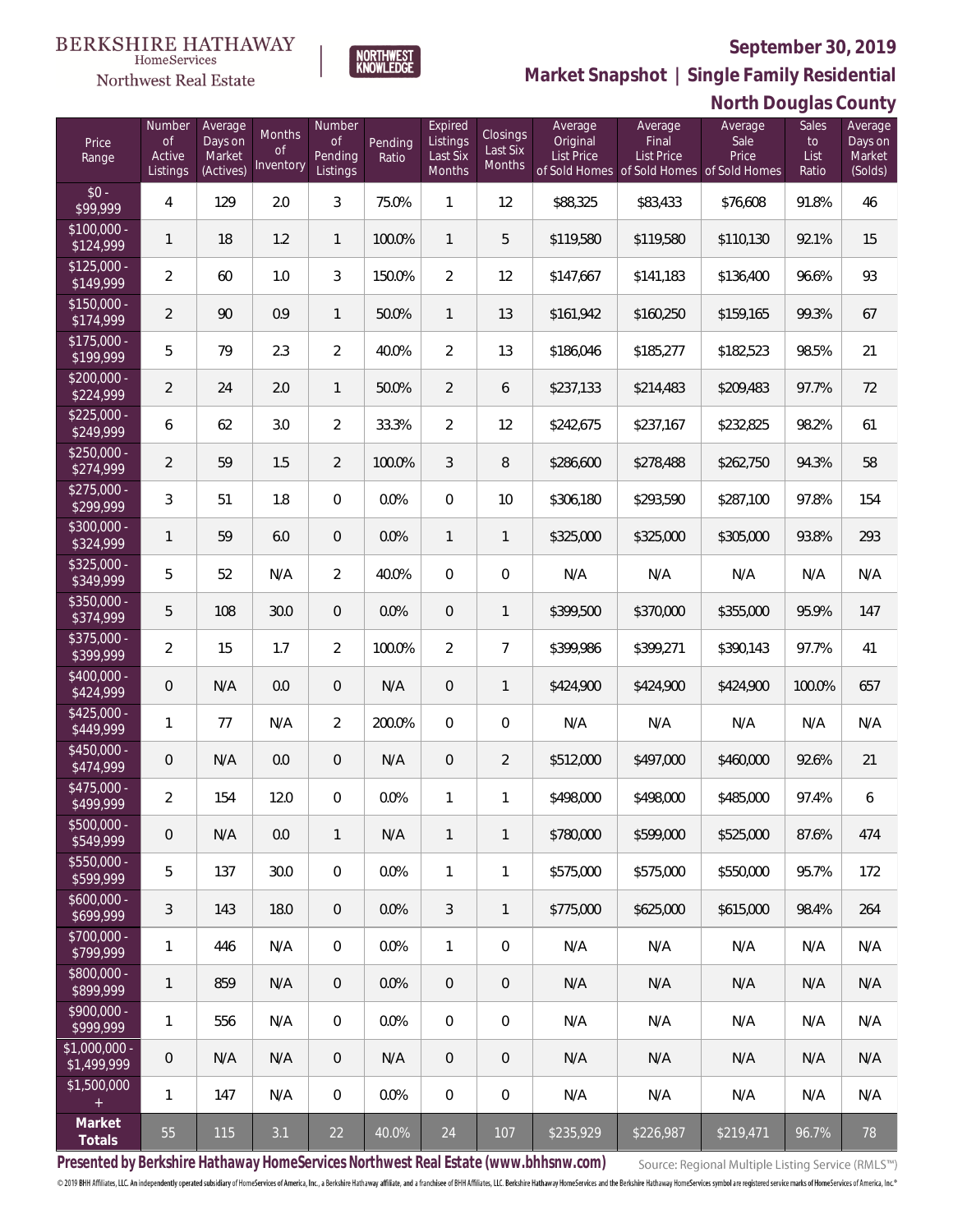BERKSHIRE HATHAWAY HomeServices

Northwest Real Estate

NORTHWEST KNOWLEDGE

## September 30, 2019

## Market Snapshot | Single Family Residential

## North Douglas County

| Price Range | Number of Active Listings | Average Days on Market (Actives) | Months of Inventory | Number of Pending Listings | Pending Ratio | Expired Listings Last Six Months | Closings Last Six Months | Average Original List Price of Sold Homes | Average Final List Price of Sold Homes | Average Sale Price of Sold Homes | Sales to List Ratio | Average Days on Market (Solds) |
|---|---|---|---|---|---|---|---|---|---|---|---|---|
| $0 - $99,999 | 4 | 129 | 2.0 | 3 | 75.0% | 1 | 12 | $88,325 | $83,433 | $76,608 | 91.8% | 46 |
| $100,000 - $124,999 | 1 | 18 | 1.2 | 1 | 100.0% | 1 | 5 | $119,580 | $119,580 | $110,130 | 92.1% | 15 |
| $125,000 - $149,999 | 2 | 60 | 1.0 | 3 | 150.0% | 2 | 12 | $147,667 | $141,183 | $136,400 | 96.6% | 93 |
| $150,000 - $174,999 | 2 | 90 | 0.9 | 1 | 50.0% | 1 | 13 | $161,942 | $160,250 | $159,165 | 99.3% | 67 |
| $175,000 - $199,999 | 5 | 79 | 2.3 | 2 | 40.0% | 2 | 13 | $186,046 | $185,277 | $182,523 | 98.5% | 21 |
| $200,000 - $224,999 | 2 | 24 | 2.0 | 1 | 50.0% | 2 | 6 | $237,133 | $214,483 | $209,483 | 97.7% | 72 |
| $225,000 - $249,999 | 6 | 62 | 3.0 | 2 | 33.3% | 2 | 12 | $242,675 | $237,167 | $232,825 | 98.2% | 61 |
| $250,000 - $274,999 | 2 | 59 | 1.5 | 2 | 100.0% | 3 | 8 | $286,600 | $278,488 | $262,750 | 94.3% | 58 |
| $275,000 - $299,999 | 3 | 51 | 1.8 | 0 | 0.0% | 0 | 10 | $306,180 | $293,590 | $287,100 | 97.8% | 154 |
| $300,000 - $324,999 | 1 | 59 | 6.0 | 0 | 0.0% | 1 | 1 | $325,000 | $325,000 | $305,000 | 93.8% | 293 |
| $325,000 - $349,999 | 5 | 52 | N/A | 2 | 40.0% | 0 | 0 | N/A | N/A | N/A | N/A | N/A |
| $350,000 - $374,999 | 5 | 108 | 30.0 | 0 | 0.0% | 0 | 1 | $399,500 | $370,000 | $355,000 | 95.9% | 147 |
| $375,000 - $399,999 | 2 | 15 | 1.7 | 2 | 100.0% | 2 | 7 | $399,986 | $399,271 | $390,143 | 97.7% | 41 |
| $400,000 - $424,999 | 0 | N/A | 0.0 | 0 | N/A | 0 | 1 | $424,900 | $424,900 | $424,900 | 100.0% | 657 |
| $425,000 - $449,999 | 1 | 77 | N/A | 2 | 200.0% | 0 | 0 | N/A | N/A | N/A | N/A | N/A |
| $450,000 - $474,999 | 0 | N/A | 0.0 | 0 | N/A | 0 | 2 | $512,000 | $497,000 | $460,000 | 92.6% | 21 |
| $475,000 - $499,999 | 2 | 154 | 12.0 | 0 | 0.0% | 1 | 1 | $498,000 | $498,000 | $485,000 | 97.4% | 6 |
| $500,000 - $549,999 | 0 | N/A | 0.0 | 1 | N/A | 1 | 1 | $780,000 | $599,000 | $525,000 | 87.6% | 474 |
| $550,000 - $599,999 | 5 | 137 | 30.0 | 0 | 0.0% | 1 | 1 | $575,000 | $575,000 | $550,000 | 95.7% | 172 |
| $600,000 - $699,999 | 3 | 143 | 18.0 | 0 | 0.0% | 3 | 1 | $775,000 | $625,000 | $615,000 | 98.4% | 264 |
| $700,000 - $799,999 | 1 | 446 | N/A | 0 | 0.0% | 1 | 0 | N/A | N/A | N/A | N/A | N/A |
| $800,000 - $899,999 | 1 | 859 | N/A | 0 | 0.0% | 0 | 0 | N/A | N/A | N/A | N/A | N/A |
| $900,000 - $999,999 | 1 | 556 | N/A | 0 | 0.0% | 0 | 0 | N/A | N/A | N/A | N/A | N/A |
| $1,000,000 - $1,499,999 | 0 | N/A | N/A | 0 | N/A | 0 | 0 | N/A | N/A | N/A | N/A | N/A |
| $1,500,000 + | 1 | 147 | N/A | 0 | 0.0% | 0 | 0 | N/A | N/A | N/A | N/A | N/A |
| **Market Totals** | 55 | 115 | 3.1 | 22 | 40.0% | 24 | 107 | $235,929 | $226,987 | $219,471 | 96.7% | 78 |

**Presented by Berkshire Hathaway HomeServices Northwest Real Estate (www.bhhsnw.com)**

Source: Regional Multiple Listing Service (RMLS™)

© 2019 BHH Affiliates, LLC. An independently operated subsidiary of HomeServices of America, Inc., a Berkshire Hathaway affiliate, and a franchisee of BHH Affiliates, LLC. Berkshire Hathaway HomeServices and the Berkshire Hathaway HomeServices symbol are registered service marks of HomeServices of America, Inc.®